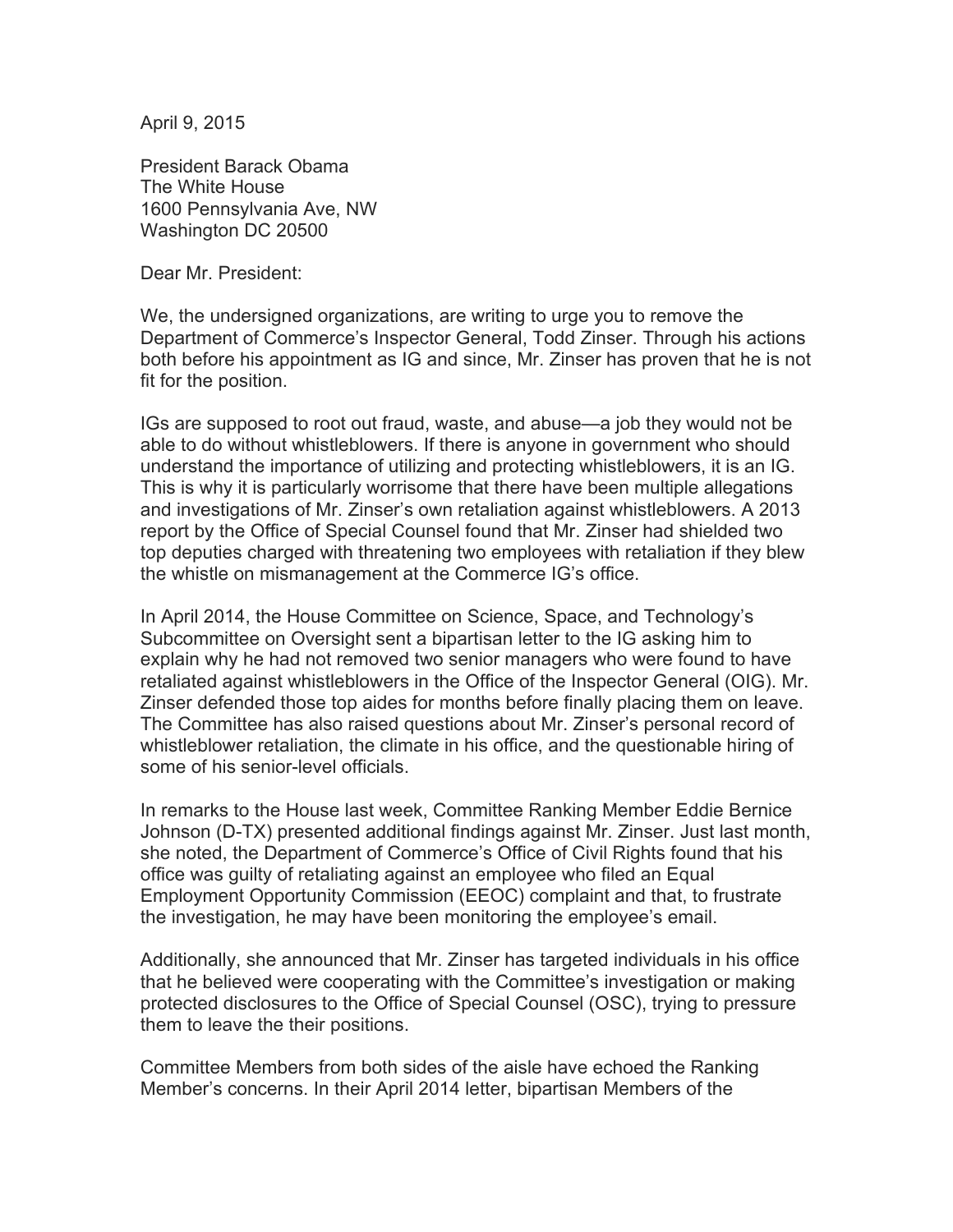April 9, 2015

President Barack Obama
The White House
1600 Pennsylvania Ave, NW
Washington DC 20500

Dear Mr. President:

We, the undersigned organizations, are writing to urge you to remove the Department of Commerce's Inspector General, Todd Zinser. Through his actions both before his appointment as IG and since, Mr. Zinser has proven that he is not fit for the position.

IGs are supposed to root out fraud, waste, and abuse—a job they would not be able to do without whistleblowers. If there is anyone in government who should understand the importance of utilizing and protecting whistleblowers, it is an IG. This is why it is particularly worrisome that there have been multiple allegations and investigations of Mr. Zinser's own retaliation against whistleblowers. A 2013 report by the Office of Special Counsel found that Mr. Zinser had shielded two top deputies charged with threatening two employees with retaliation if they blew the whistle on mismanagement at the Commerce IG's office.

In April 2014, the House Committee on Science, Space, and Technology's Subcommittee on Oversight sent a bipartisan letter to the IG asking him to explain why he had not removed two senior managers who were found to have retaliated against whistleblowers in the Office of the Inspector General (OIG). Mr. Zinser defended those top aides for months before finally placing them on leave. The Committee has also raised questions about Mr. Zinser's personal record of whistleblower retaliation, the climate in his office, and the questionable hiring of some of his senior-level officials.

In remarks to the House last week, Committee Ranking Member Eddie Bernice Johnson (D-TX) presented additional findings against Mr. Zinser. Just last month, she noted, the Department of Commerce's Office of Civil Rights found that his office was guilty of retaliating against an employee who filed an Equal Employment Opportunity Commission (EEOC) complaint and that, to frustrate the investigation, he may have been monitoring the employee's email.

Additionally, she announced that Mr. Zinser has targeted individuals in his office that he believed were cooperating with the Committee's investigation or making protected disclosures to the Office of Special Counsel (OSC), trying to pressure them to leave the their positions.

Committee Members from both sides of the aisle have echoed the Ranking Member's concerns. In their April 2014 letter, bipartisan Members of the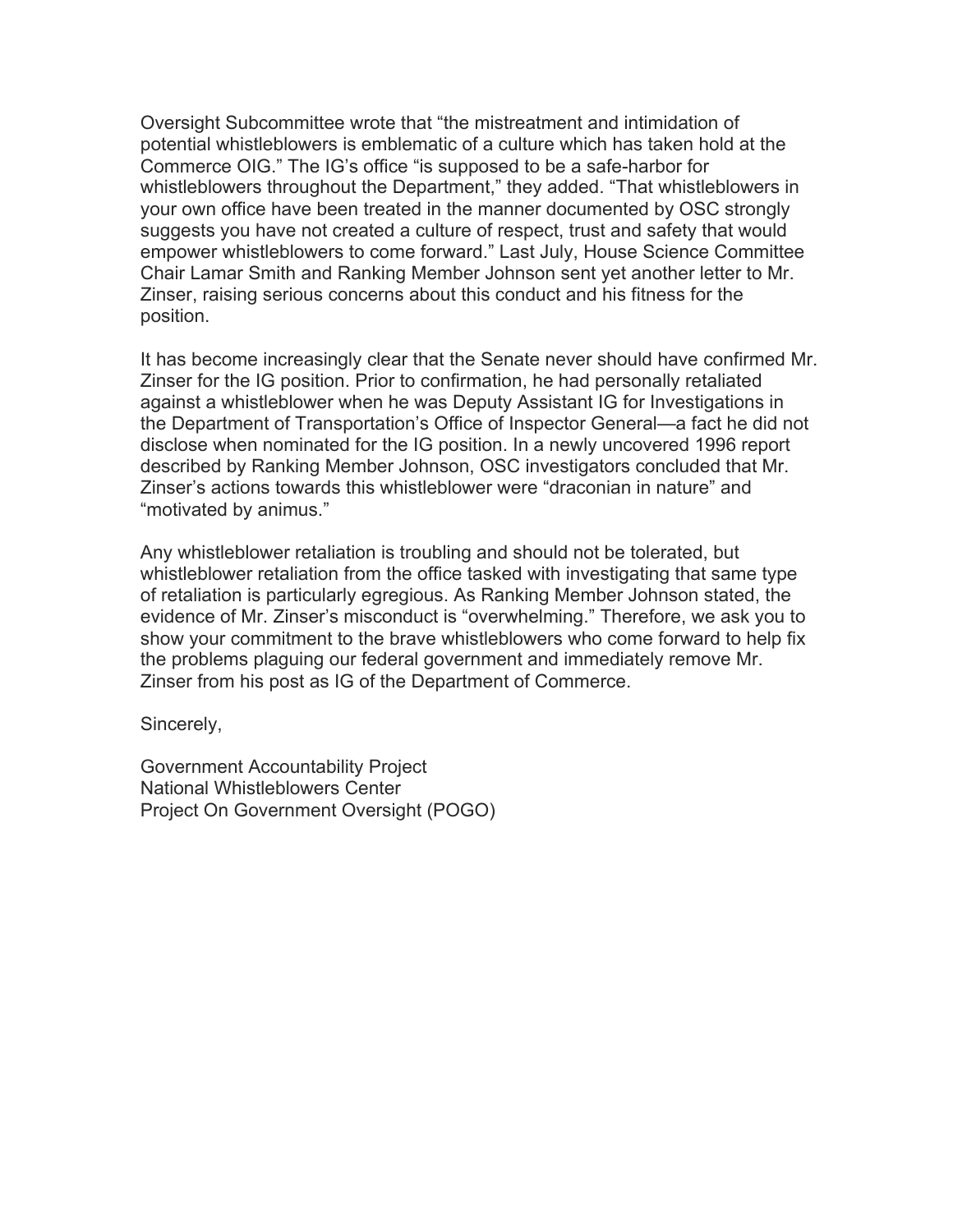Oversight Subcommittee wrote that “the mistreatment and intimidation of potential whistleblowers is emblematic of a culture which has taken hold at the Commerce OIG.” The IG’s office “is supposed to be a safe-harbor for whistleblowers throughout the Department,” they added. “That whistleblowers in your own office have been treated in the manner documented by OSC strongly suggests you have not created a culture of respect, trust and safety that would empower whistleblowers to come forward.” Last July, House Science Committee Chair Lamar Smith and Ranking Member Johnson sent yet another letter to Mr. Zinser, raising serious concerns about this conduct and his fitness for the position.

It has become increasingly clear that the Senate never should have confirmed Mr. Zinser for the IG position. Prior to confirmation, he had personally retaliated against a whistleblower when he was Deputy Assistant IG for Investigations in the Department of Transportation’s Office of Inspector General—a fact he did not disclose when nominated for the IG position. In a newly uncovered 1996 report described by Ranking Member Johnson, OSC investigators concluded that Mr. Zinser’s actions towards this whistleblower were “draconian in nature” and “motivated by animus.”

Any whistleblower retaliation is troubling and should not be tolerated, but whistleblower retaliation from the office tasked with investigating that same type of retaliation is particularly egregious. As Ranking Member Johnson stated, the evidence of Mr. Zinser’s misconduct is “overwhelming.” Therefore, we ask you to show your commitment to the brave whistleblowers who come forward to help fix the problems plaguing our federal government and immediately remove Mr. Zinser from his post as IG of the Department of Commerce.

Sincerely,

Government Accountability Project
National Whistleblowers Center
Project On Government Oversight (POGO)